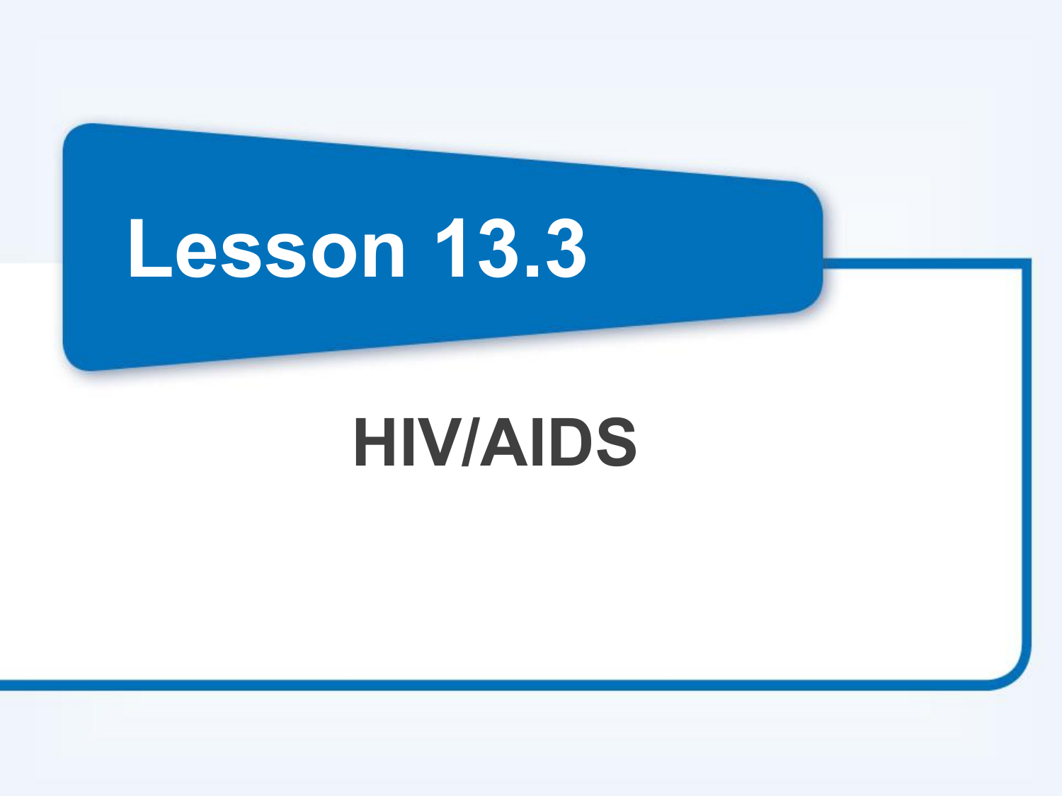# Lesson 13.3

## HIV/AIDS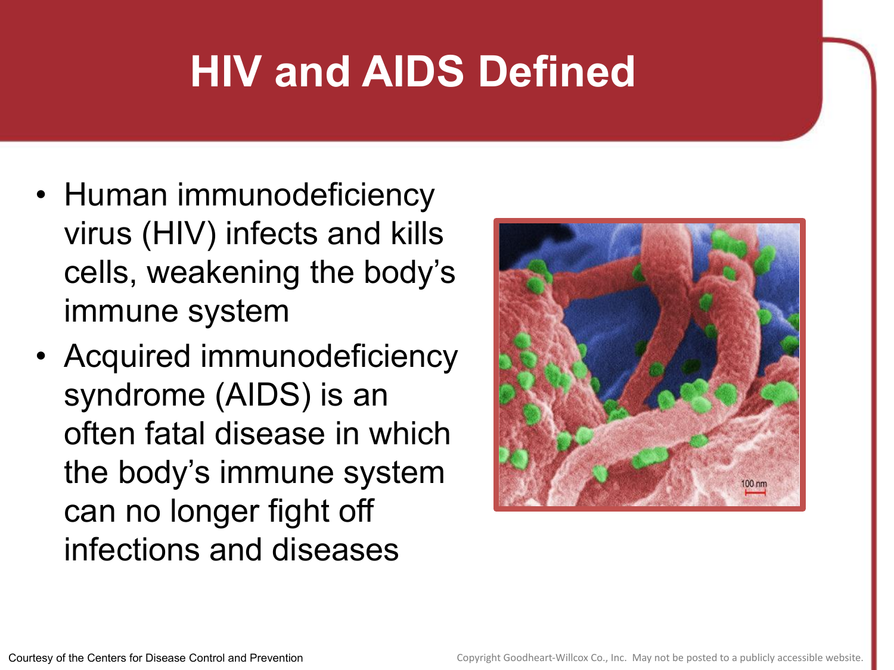# HIV and AIDS Defined

- Human immunodeficiency virus (HIV) infects and kills cells, weakening the body's immune system
- Acquired immunodeficiency syndrome (AIDS) is an often fatal disease in which the body's immune system can no longer fight off infections and diseases

Courtesy of the Centers for Disease Control and Prevention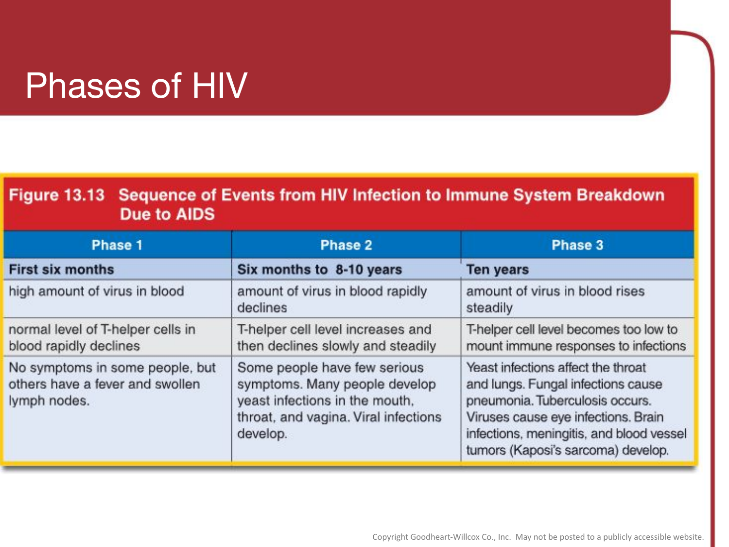# Phases of HIV

**Figure 13.13 Sequence of Events from HIV Infection to Immune System Breakdown Due to AIDS**

| Phase 1 | Phase 2 | Phase 3 |
|---|---|---|
| **First six months** | **Six months to 8-10 years** | **Ten years** |
| high amount of virus in blood | amount of virus in blood rapidly declines | amount of virus in blood rises steadily |
| normal level of T-helper cells in blood rapidly declines | T-helper cell level increases and then declines slowly and steadily | T-helper cell level becomes too low to mount immune responses to infections |
| No symptoms in some people, but others have a fever and swollen lymph nodes. | Some people have few serious symptoms. Many people develop yeast infections in the mouth, throat, and vagina. Viral infections develop. | Yeast infections affect the throat and lungs. Fungal infections cause pneumonia. Tuberculosis occurs. Viruses cause eye infections. Brain infections, meningitis, and blood vessel tumors (Kaposi's sarcoma) develop. |

Copyright Goodheart-Willcox Co., Inc. May not be posted to a publicly accessible website.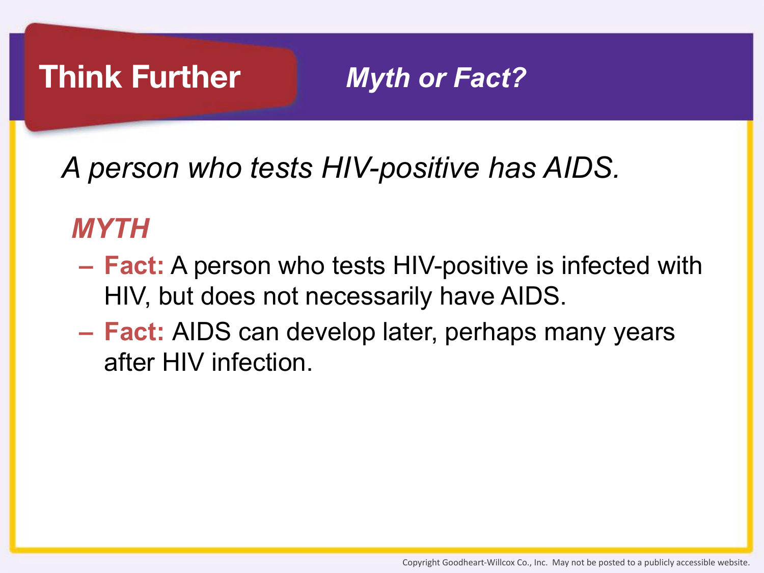## Think Further

### *Myth or Fact?*

*A person who tests HIV-positive has AIDS.*

***MYTH***

- **Fact:** A person who tests HIV-positive is infected with HIV, but does not necessarily have AIDS.
- **Fact:** AIDS can develop later, perhaps many years after HIV infection.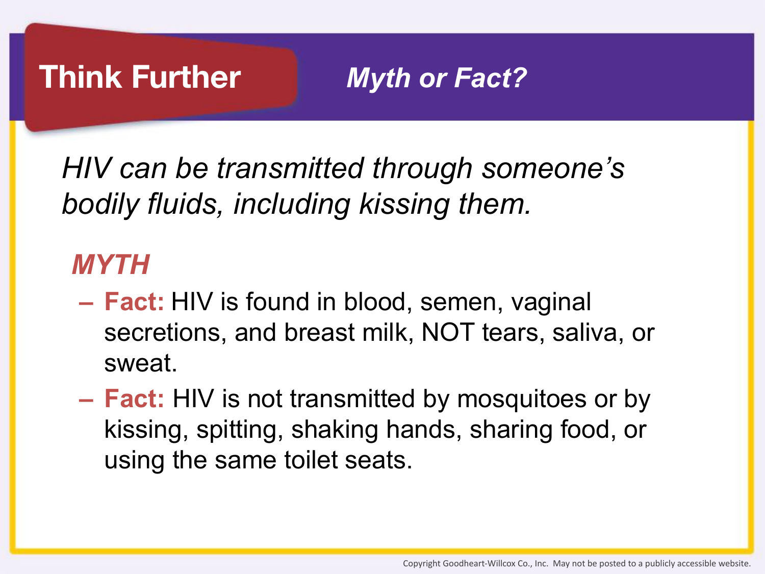## Think Further

### *Myth or Fact?*

*HIV can be transmitted through someone's bodily fluids, including kissing them.*

***MYTH***

- **Fact:** HIV is found in blood, semen, vaginal secretions, and breast milk, NOT tears, saliva, or sweat.
- **Fact:** HIV is not transmitted by mosquitoes or by kissing, spitting, shaking hands, sharing food, or using the same toilet seats.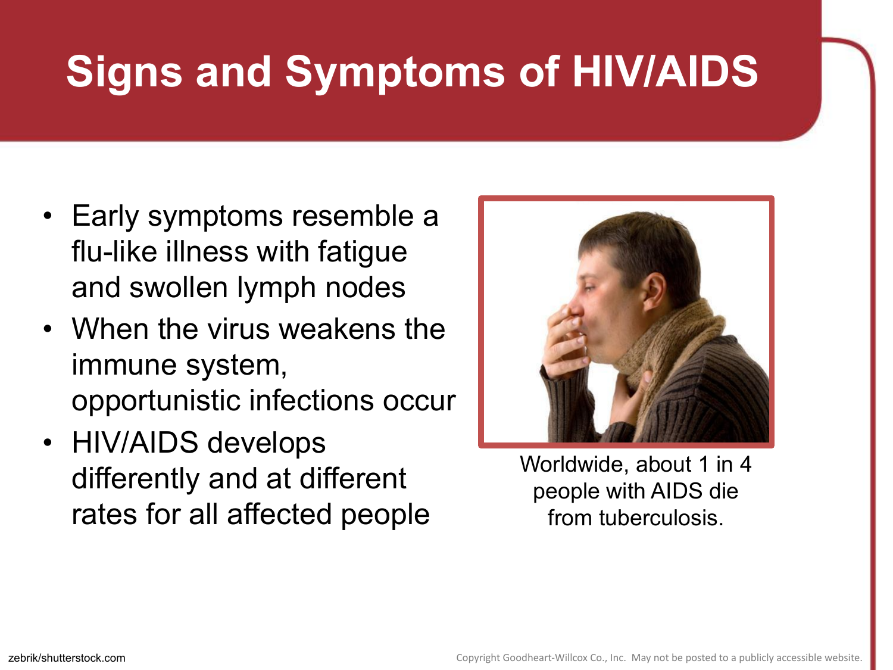# Signs and Symptoms of HIV/AIDS

- Early symptoms resemble a flu-like illness with fatigue and swollen lymph nodes
- When the virus weakens the immune system, opportunistic infections occur
- HIV/AIDS develops differently and at different rates for all affected people

Worldwide, about 1 in 4 people with AIDS die from tuberculosis.

zebrik/shutterstock.com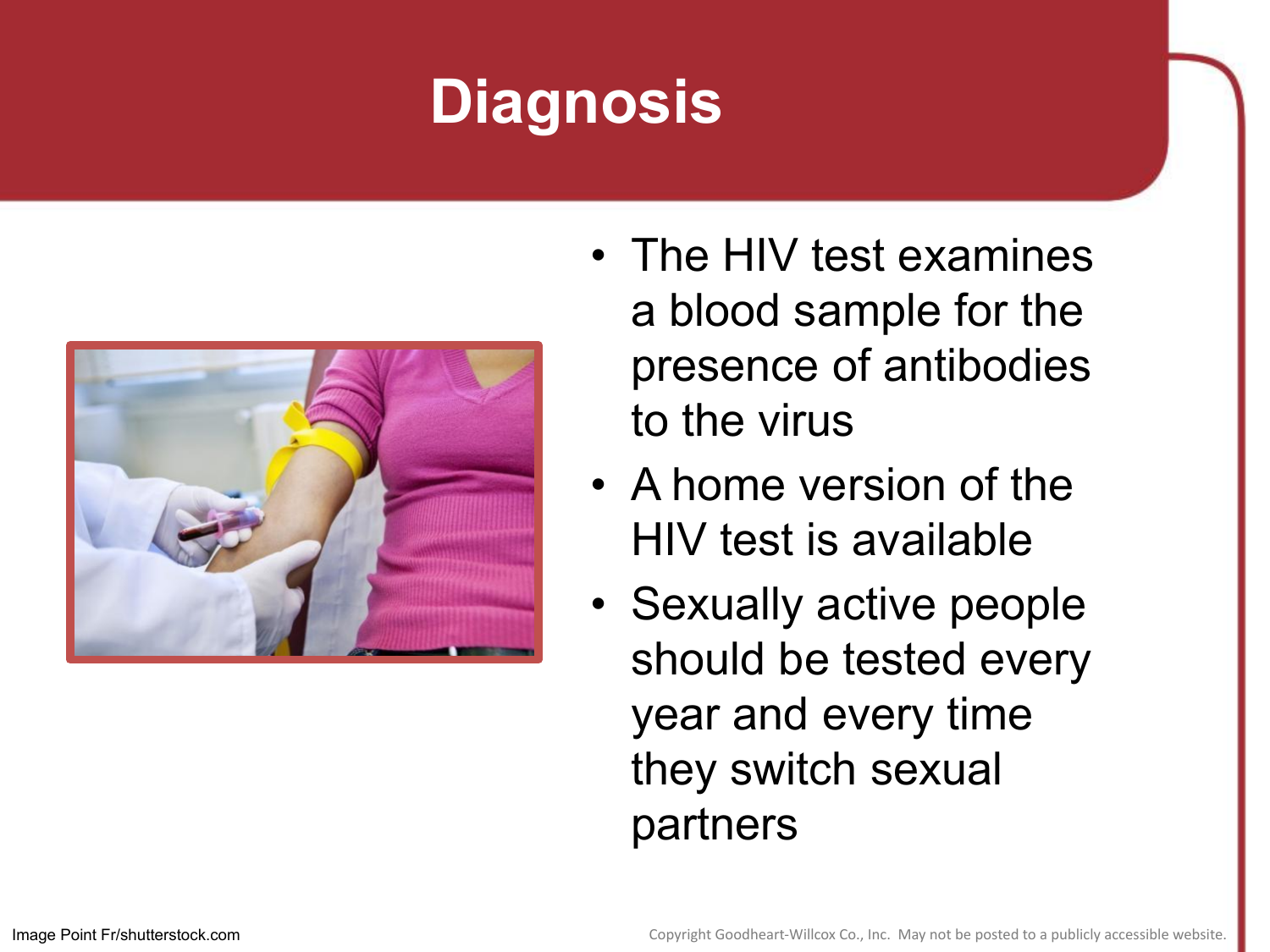# Diagnosis

- The HIV test examines a blood sample for the presence of antibodies to the virus
- A home version of the HIV test is available
- Sexually active people should be tested every year and every time they switch sexual partners

Image Point Fr/shutterstock.com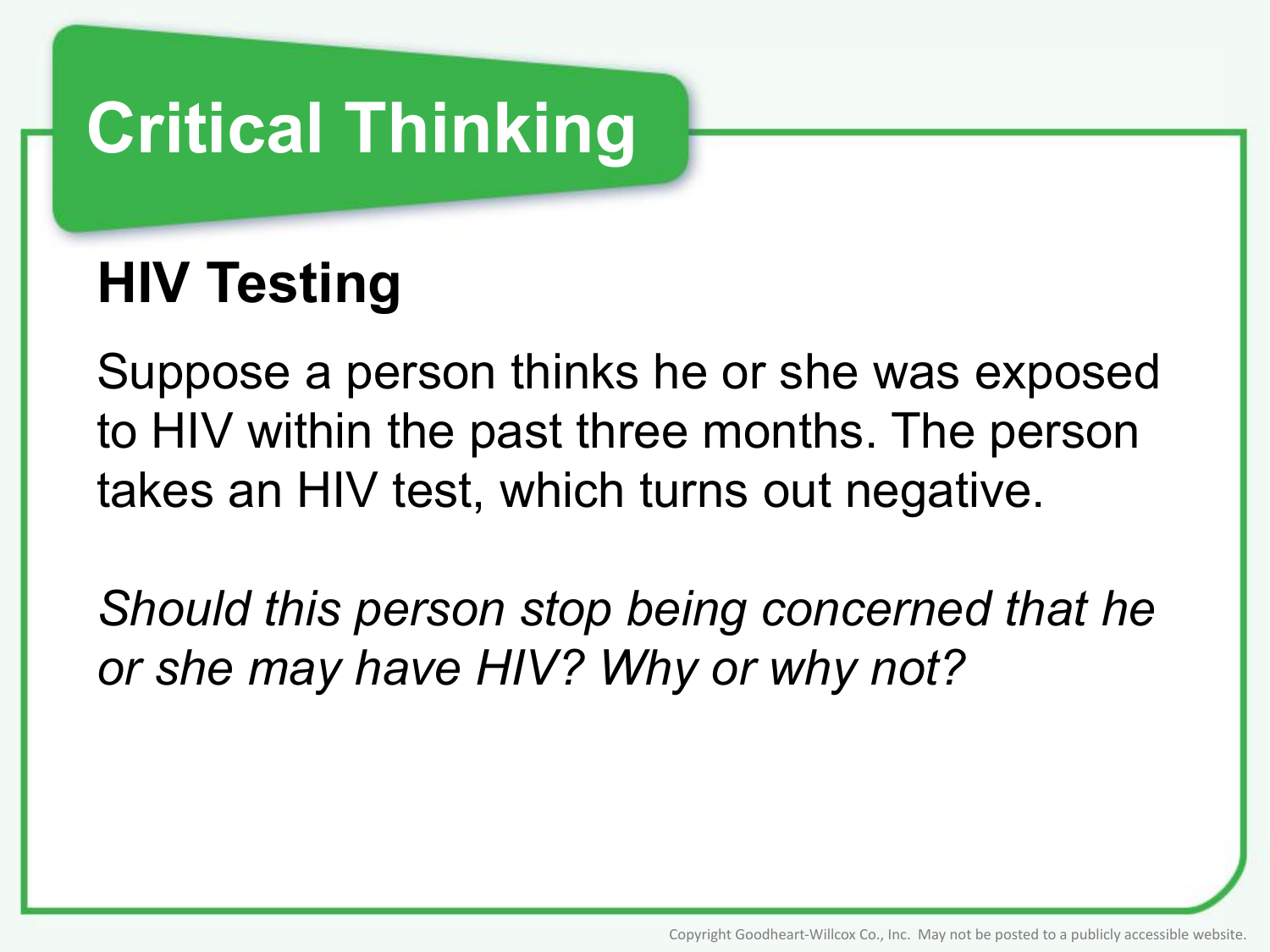# Critical Thinking

## HIV Testing

Suppose a person thinks he or she was exposed to HIV within the past three months. The person takes an HIV test, which turns out negative.

*Should this person stop being concerned that he or she may have HIV? Why or why not?*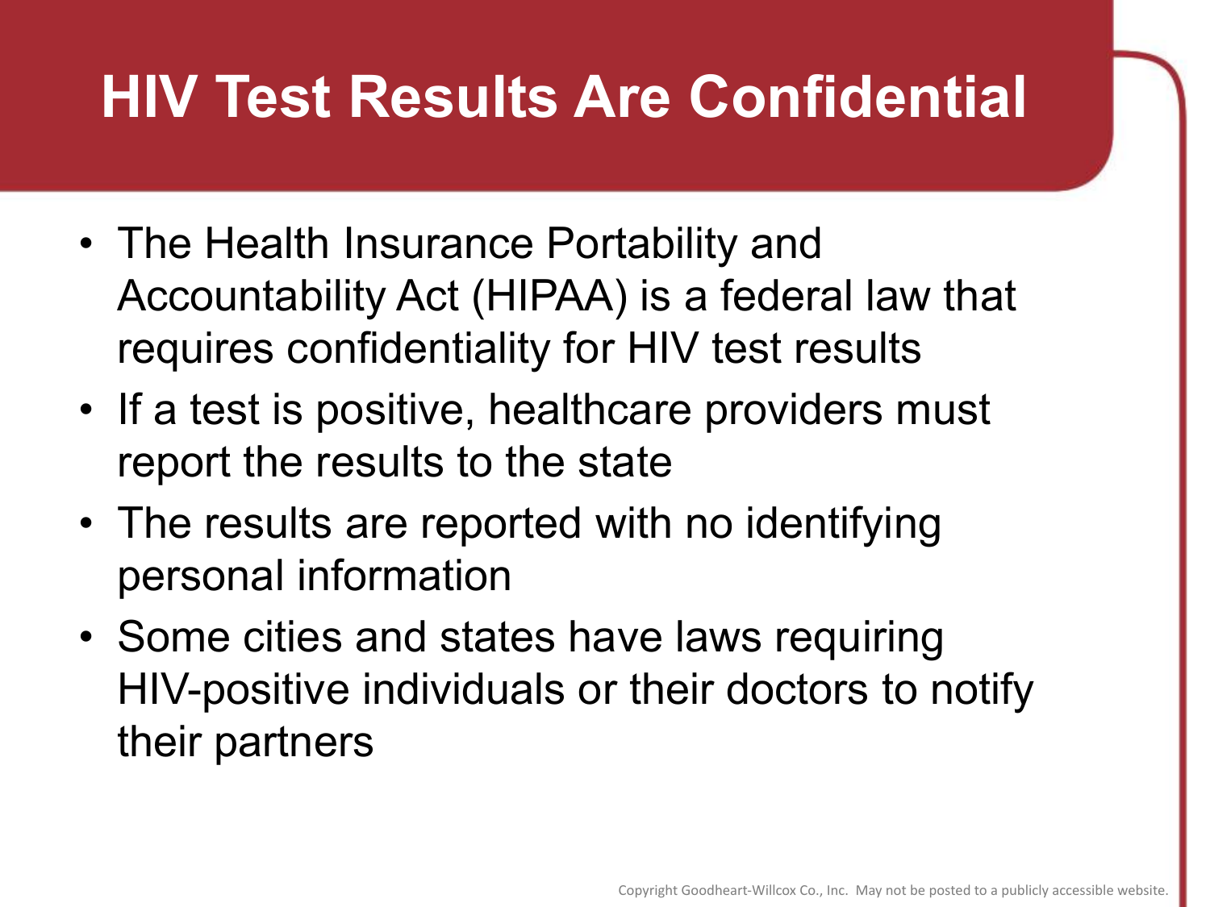# HIV Test Results Are Confidential

- The Health Insurance Portability and Accountability Act (HIPAA) is a federal law that requires confidentiality for HIV test results
- If a test is positive, healthcare providers must report the results to the state
- The results are reported with no identifying personal information
- Some cities and states have laws requiring HIV-positive individuals or their doctors to notify their partners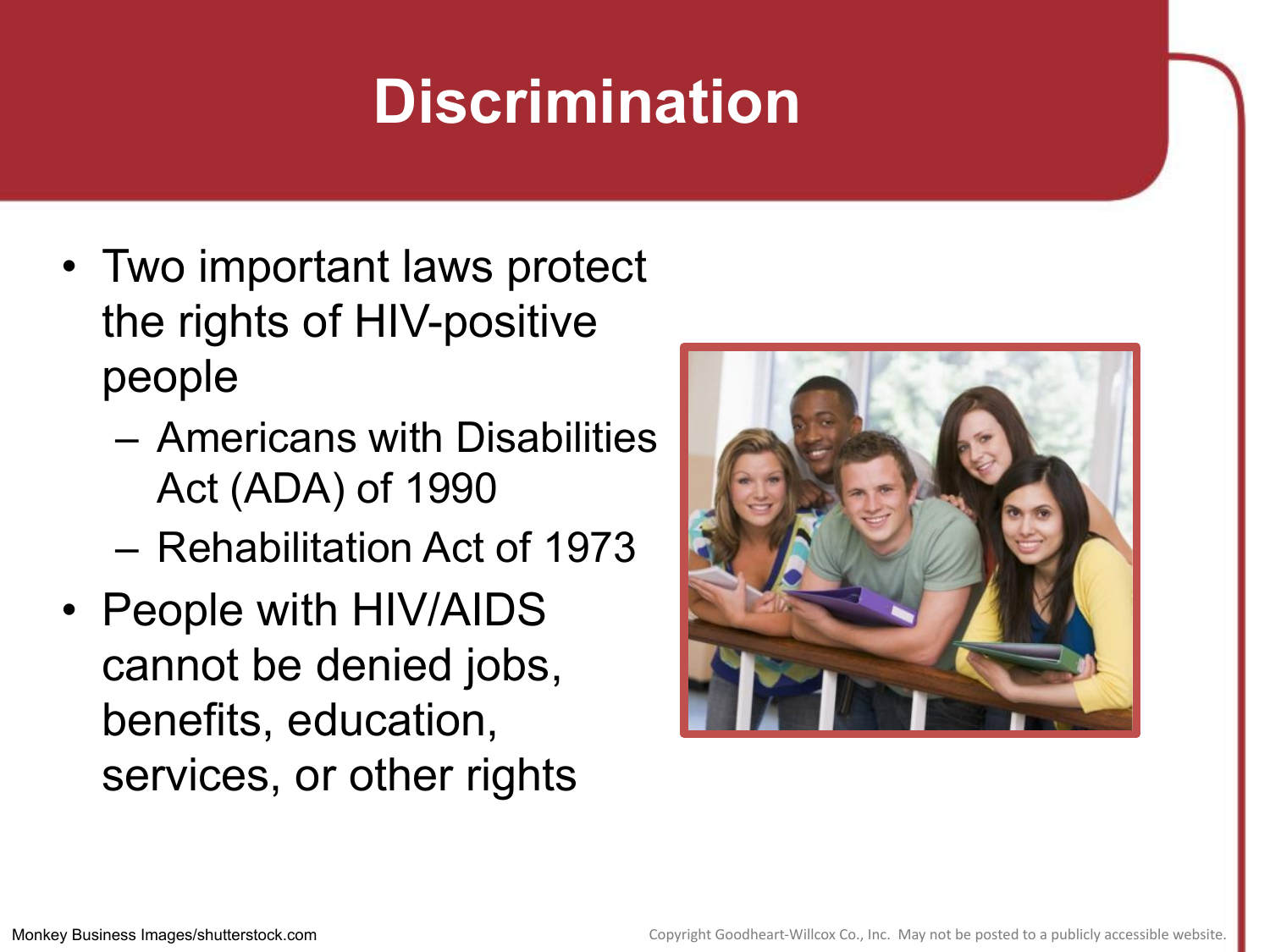# Discrimination

- Two important laws protect the rights of HIV-positive people
  - Americans with Disabilities Act (ADA) of 1990
  - Rehabilitation Act of 1973
- People with HIV/AIDS cannot be denied jobs, benefits, education, services, or other rights

Monkey Business Images/shutterstock.com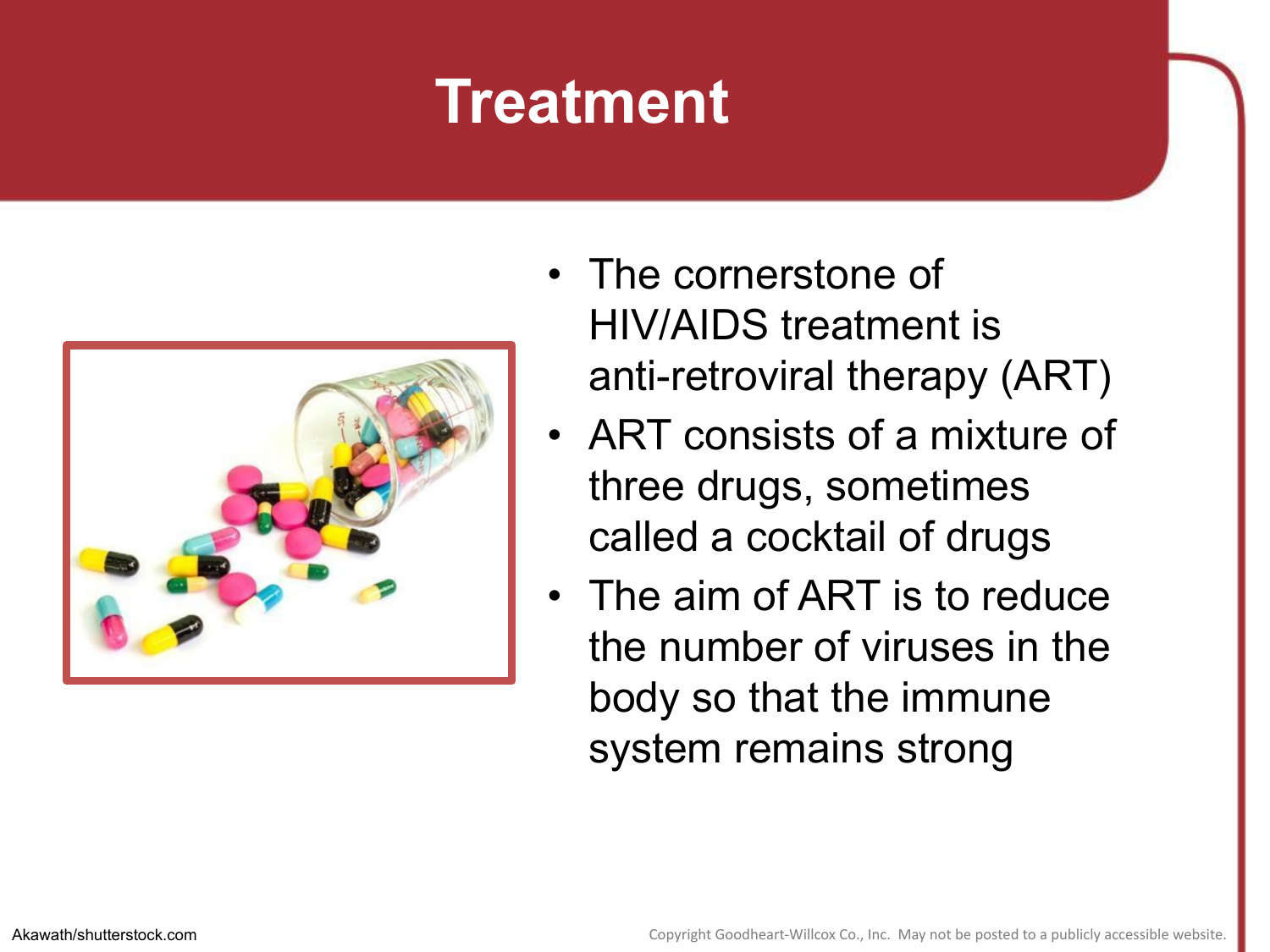# Treatment

- The cornerstone of HIV/AIDS treatment is anti-retroviral therapy (ART)
- ART consists of a mixture of three drugs, sometimes called a cocktail of drugs
- The aim of ART is to reduce the number of viruses in the body so that the immune system remains strong

Akawath/shutterstock.com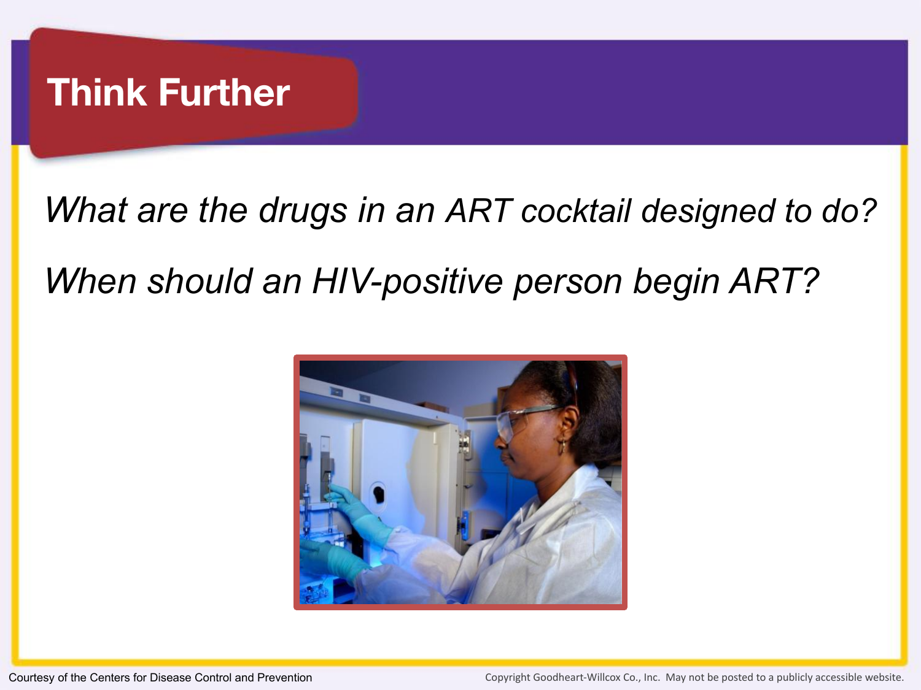# Think Further

*What are the drugs in an ART cocktail designed to do?*

*When should an HIV-positive person begin ART?*

Courtesy of the Centers for Disease Control and Prevention